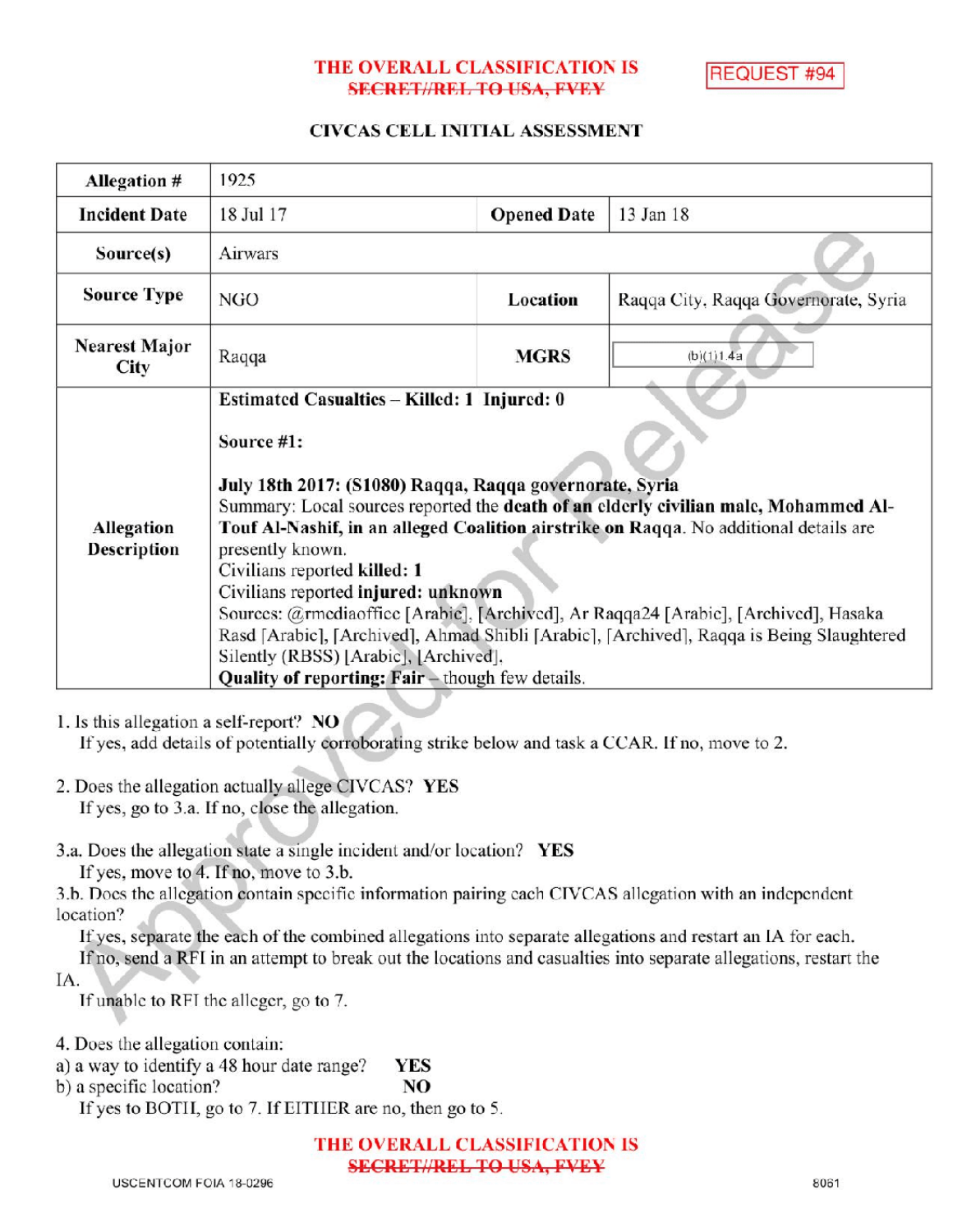THE OVERALL CLASSIFICATION IS ~~SECRET//REL TO USA, FVEY~~

REQUEST #94

## CIVCAS CELL INITIAL ASSESSMENT

| Allegation # | 1925 | | |
|---|---|---|---|
| Incident Date | 18 Jul 17 | Opened Date | 13 Jan 18 |
| Source(s) | Airwars | | |
| Source Type | NGO | Location | Raqqa City, Raqqa Governorate, Syria |
| Nearest Major City | Raqqa | MGRS | (b)(1)1.4a |
| Allegation Description | **Estimated Casualties – Killed: 1 Injured: 0**<br><br>**Source #1:**<br><br>**July 18th 2017: (S1080) Raqqa, Raqqa governorate, Syria**<br>Summary: Local sources reported the **death of an elderly civilian male, Mohammed Al-Touf Al-Nashif, in an alleged Coalition airstrike on Raqqa**. No additional details are presently known.<br>Civilians reported **killed: 1**<br>Civilians reported **injured: unknown**<br>Sources: @rmediaoffice [Arabic], [Archived], Ar Raqqa24 [Arabic], [Archived], Hasaka Rasd [Arabic], [Archived], Ahmad Shibli [Arabic], [Archived], Raqqa is Being Slaughtered Silently (RBSS) [Arabic], [Archived].<br>**Quality of reporting: Fair** – though few details. | | |

1. Is this allegation a self-report? **NO**
   If yes, add details of potentially corroborating strike below and task a CCAR. If no, move to 2.

2. Does the allegation actually allege CIVCAS? **YES**
   If yes, go to 3.a. If no, close the allegation.

3.a. Does the allegation state a single incident and/or location? **YES**
   If yes, move to 4. If no, move to 3.b.
3.b. Does the allegation contain specific information pairing each CIVCAS allegation with an independent location?
   If yes, separate the each of the combined allegations into separate allegations and restart an IA for each.
   If no, send a RFI in an attempt to break out the locations and casualties into separate allegations, restart the IA.
   If unable to RFI the alleger, go to 7.

4. Does the allegation contain:
a) a way to identify a 48 hour date range? **YES**
b) a specific location? **NO**
   If yes to BOTH, go to 7. If EITHER are no, then go to 5.

THE OVERALL CLASSIFICATION IS ~~SECRET//REL TO USA, FVEY~~

USCENTCOM FOIA 18-0296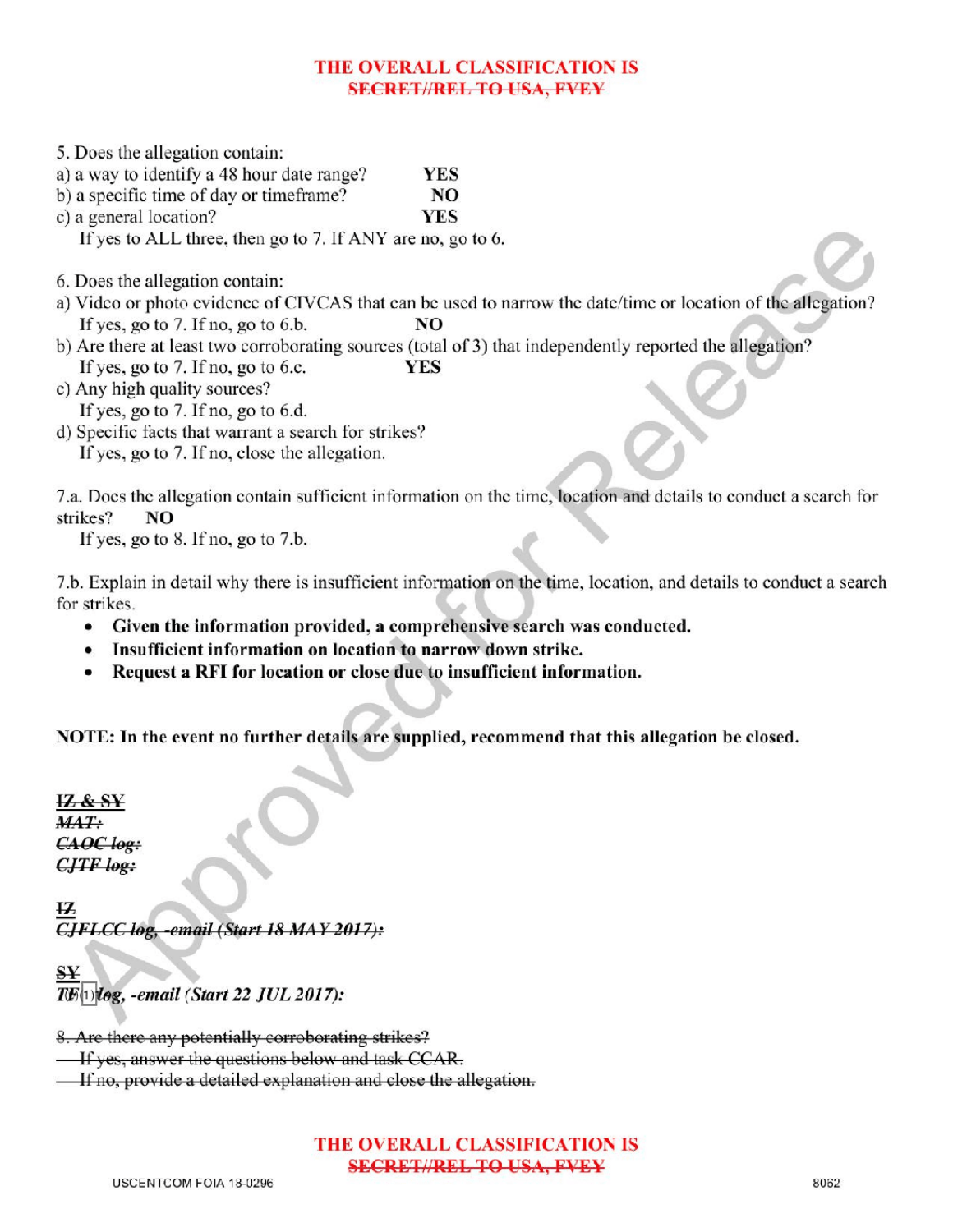**THE OVERALL CLASSIFICATION IS**
~~**SECRET//REL TO USA, FVEY**~~

5. Does the allegation contain:
a) a way to identify a 48 hour date range? **YES**
b) a specific time of day or timeframe? **NO**
c) a general location? **YES**
If yes to ALL three, then go to 7. If ANY are no, go to 6.

6. Does the allegation contain:
a) Video or photo evidence of CIVCAS that can be used to narrow the date/time or location of the allegation?
If yes, go to 7. If no, go to 6.b. **NO**
b) Are there at least two corroborating sources (total of 3) that independently reported the allegation?
If yes, go to 7. If no, go to 6.c. **YES**
c) Any high quality sources?
If yes, go to 7. If no, go to 6.d.
d) Specific facts that warrant a search for strikes?
If yes, go to 7. If no, close the allegation.

7.a. Does the allegation contain sufficient information on the time, location and details to conduct a search for strikes? **NO**
If yes, go to 8. If no, go to 7.b.

7.b. Explain in detail why there is insufficient information on the time, location, and details to conduct a search for strikes.

- **Given the information provided, a comprehensive search was conducted.**
- **Insufficient information on location to narrow down strike.**
- **Request a RFI for location or close due to insufficient information.**

**NOTE: In the event no further details are supplied, recommend that this allegation be closed.**

~~**IZ & SY**~~
~~***MAT:***~~
~~***CAOC log:***~~
~~***CJTF log:***~~

~~**IZ**~~
~~***CJFLCC log, -email (Start 18 MAY 2017):***~~

~~**SY**~~
***~~TF~~(1)~~log~~, -email (Start 22 JUL 2017):***

~~8. Are there any potentially corroborating strikes?~~
~~If yes, answer the questions below and task CCAR.~~
~~If no, provide a detailed explanation and close the allegation.~~

**THE OVERALL CLASSIFICATION IS**
~~**SECRET//REL TO USA, FVEY**~~

USCENTCOM FOIA 18-0296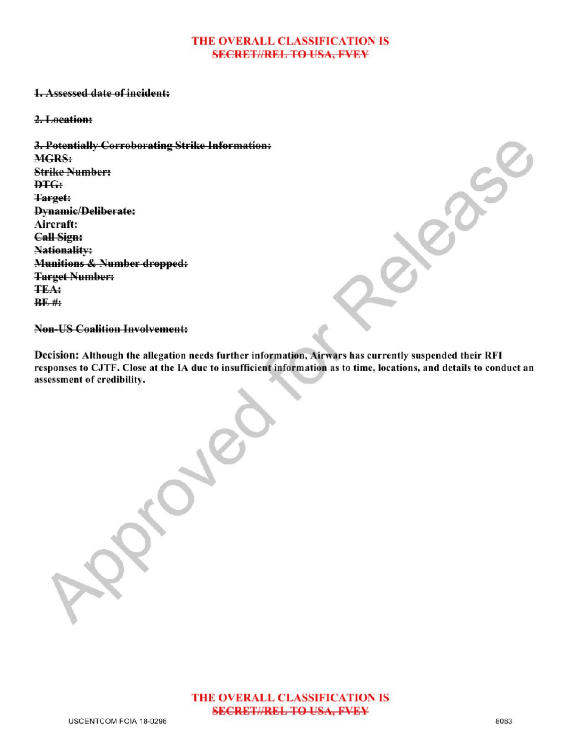**THE OVERALL CLASSIFICATION IS**
**~~SECRET//REL TO USA, FVEY~~**

**~~1. Assessed date of incident:~~**

**~~2. Location:~~**

**~~3. Potentially Corroborating Strike Information:~~**
**~~MGRS:~~**
**~~Strike Number:~~**
**~~DTG:~~**
**~~Target:~~**
**~~Dynamic/Deliberate:~~**
**Aircraft:**
**~~Call Sign:~~**
**~~Nationality:~~**
**~~Munitions & Number dropped:~~**
**~~Target Number:~~**
**~~TEA:~~**
**~~BE #:~~**

**~~Non-US Coalition Involvement:~~**

**Decision: Although the allegation needs further information, Airwars has currently suspended their RFI responses to CJTF. Close at the IA due to insufficient information as to time, locations, and details to conduct an assessment of credibility.**

**THE OVERALL CLASSIFICATION IS**
**~~SECRET//REL TO USA, FVEY~~**

USCENTCOM FOIA 18-0296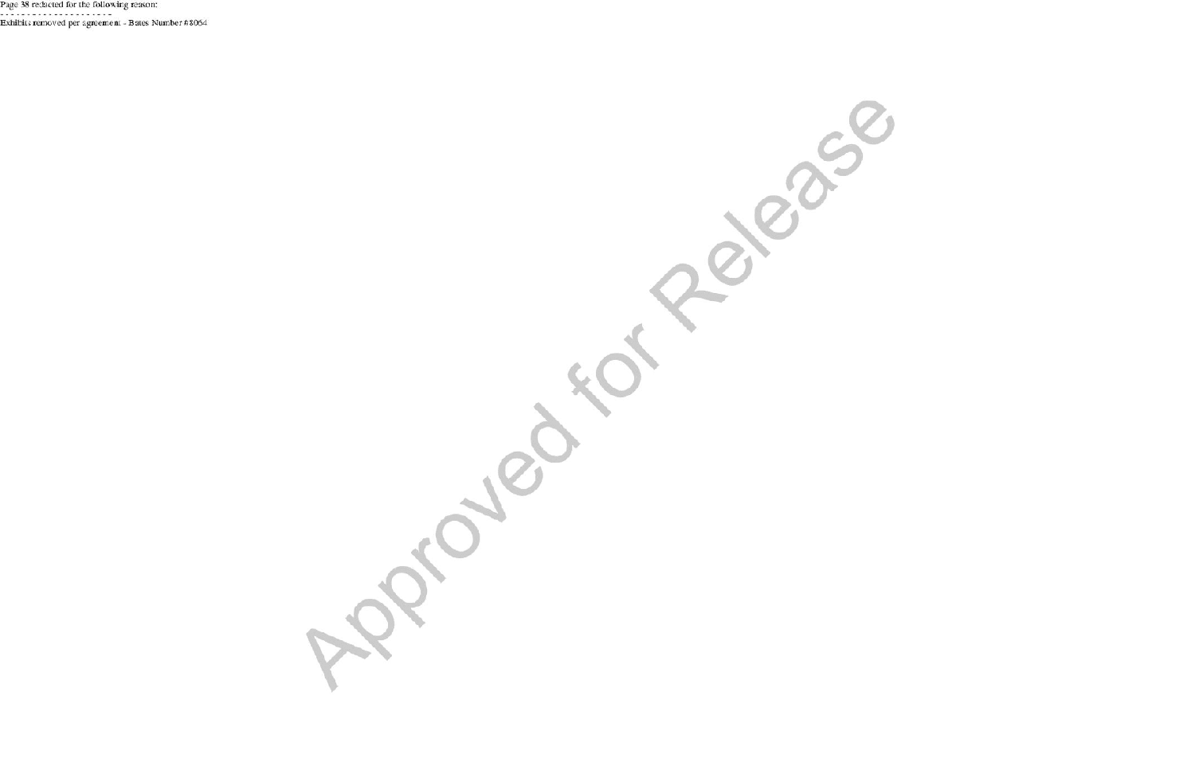Page 38 redacted for the following reason:

- - - - - - - - - - - - - - - - - - - - -

Exhibits removed per agreement - Bates Number #8064

Approved for Release